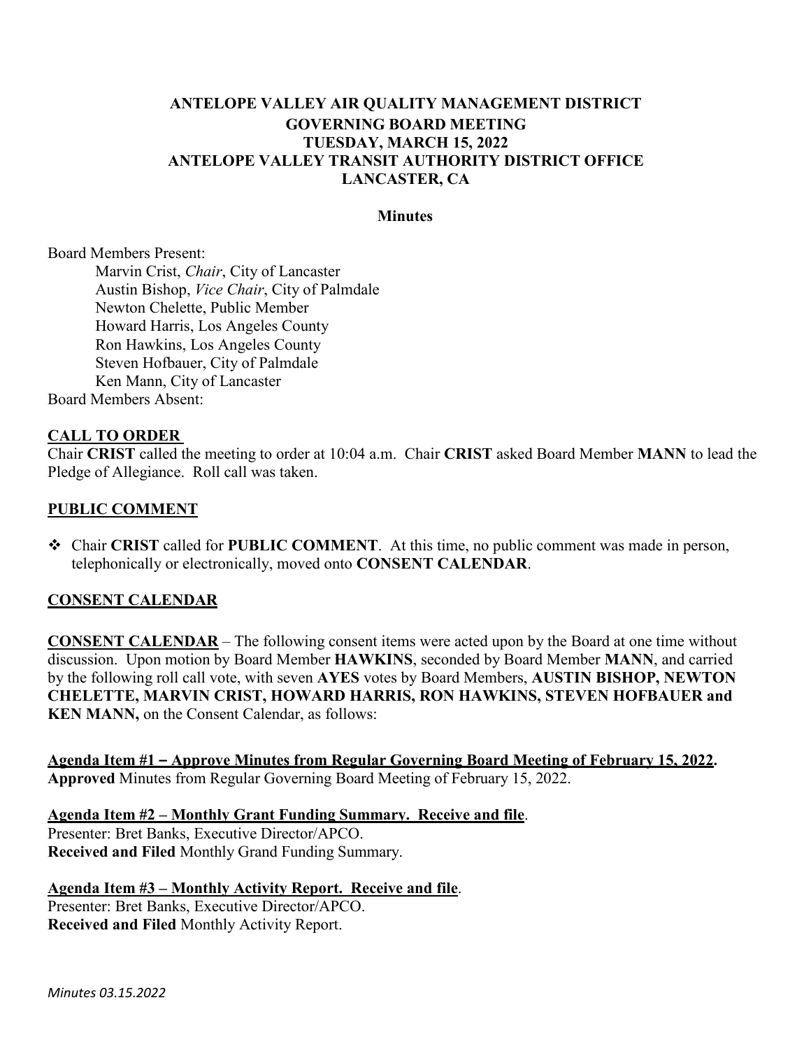# ANTELOPE VALLEY AIR QUALITY MANAGEMENT DISTRICT
## GOVERNING BOARD MEETING
## TUESDAY, MARCH 15, 2022
## ANTELOPE VALLEY TRANSIT AUTHORITY DISTRICT OFFICE
## LANCASTER, CA

**Minutes**

Board Members Present:

Marvin Crist, *Chair*, City of Lancaster
Austin Bishop, *Vice Chair*, City of Palmdale
Newton Chelette, Public Member
Howard Harris, Los Angeles County
Ron Hawkins, Los Angeles County
Steven Hofbauer, City of Palmdale
Ken Mann, City of Lancaster

Board Members Absent:

**CALL TO ORDER**

Chair **CRIST** called the meeting to order at 10:04 a.m. Chair **CRIST** asked Board Member **MANN** to lead the Pledge of Allegiance. Roll call was taken.

**PUBLIC COMMENT**

- Chair **CRIST** called for **PUBLIC COMMENT**. At this time, no public comment was made in person, telephonically or electronically, moved onto **CONSENT CALENDAR**.

**CONSENT CALENDAR**

**CONSENT CALENDAR** – The following consent items were acted upon by the Board at one time without discussion. Upon motion by Board Member **HAWKINS**, seconded by Board Member **MANN**, and carried by the following roll call vote, with seven **AYES** votes by Board Members, **AUSTIN BISHOP, NEWTON CHELETTE, MARVIN CRIST, HOWARD HARRIS, RON HAWKINS, STEVEN HOFBAUER and KEN MANN,** on the Consent Calendar, as follows:

**Agenda Item #1 – Approve Minutes from Regular Governing Board Meeting of February 15, 2022.**
**Approved** Minutes from Regular Governing Board Meeting of February 15, 2022.

**Agenda Item #2 – Monthly Grant Funding Summary. Receive and file**.
Presenter: Bret Banks, Executive Director/APCO.
**Received and Filed** Monthly Grand Funding Summary.

**Agenda Item #3 – Monthly Activity Report. Receive and file**.
Presenter: Bret Banks, Executive Director/APCO.
**Received and Filed** Monthly Activity Report.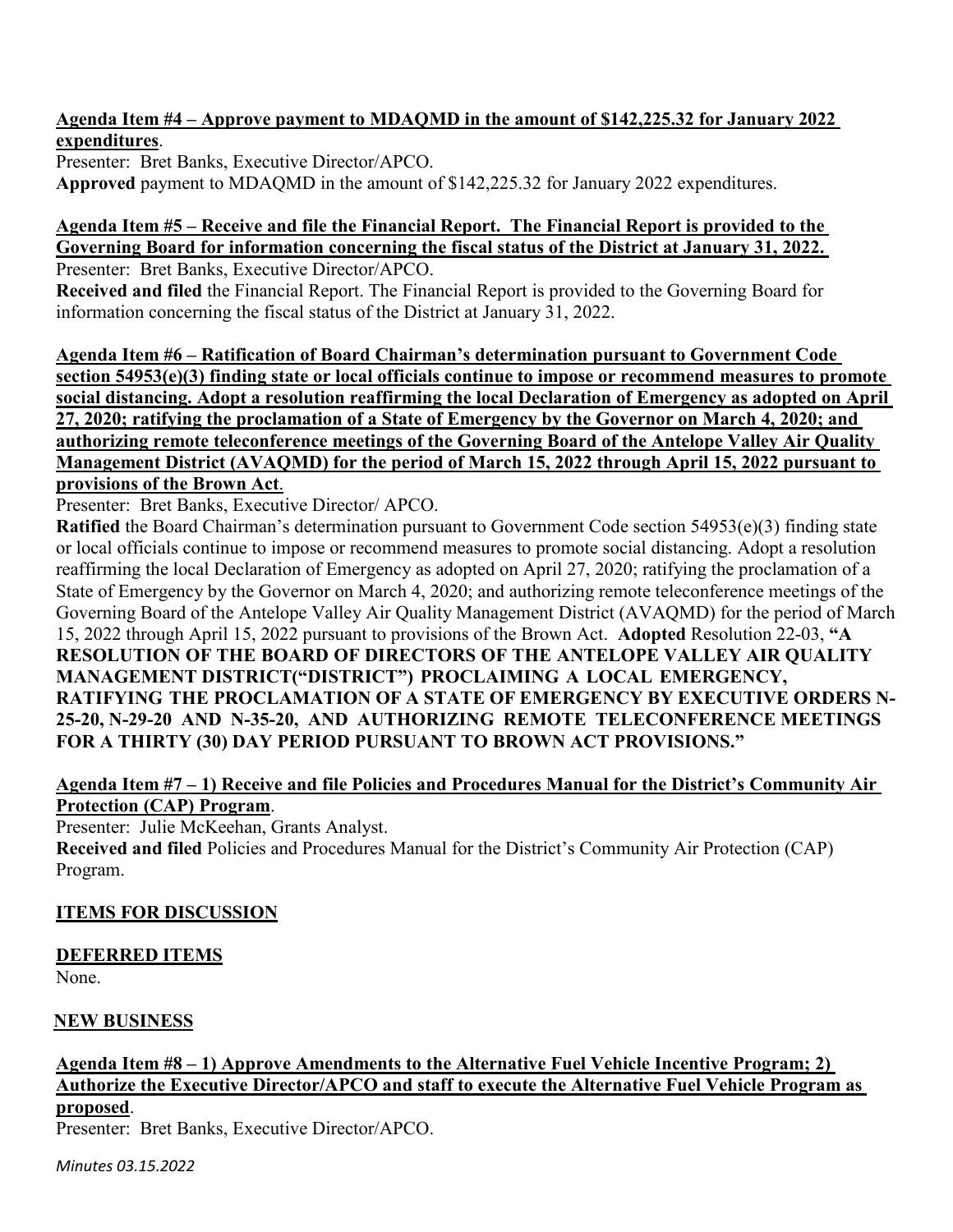**Agenda Item #4 – Approve payment to MDAQMD in the amount of $142,225.32 for January 2022 expenditures**.

Presenter: Bret Banks, Executive Director/APCO.

**Approved** payment to MDAQMD in the amount of $142,225.32 for January 2022 expenditures.

**Agenda Item #5 – Receive and file the Financial Report. The Financial Report is provided to the Governing Board for information concerning the fiscal status of the District at January 31, 2022.**

Presenter: Bret Banks, Executive Director/APCO.

**Received and filed** the Financial Report. The Financial Report is provided to the Governing Board for information concerning the fiscal status of the District at January 31, 2022.

**Agenda Item #6 – Ratification of Board Chairman's determination pursuant to Government Code section 54953(e)(3) finding state or local officials continue to impose or recommend measures to promote social distancing. Adopt a resolution reaffirming the local Declaration of Emergency as adopted on April 27, 2020; ratifying the proclamation of a State of Emergency by the Governor on March 4, 2020; and authorizing remote teleconference meetings of the Governing Board of the Antelope Valley Air Quality Management District (AVAQMD) for the period of March 15, 2022 through April 15, 2022 pursuant to provisions of the Brown Act**.

Presenter: Bret Banks, Executive Director/ APCO.

**Ratified** the Board Chairman's determination pursuant to Government Code section 54953(e)(3) finding state or local officials continue to impose or recommend measures to promote social distancing. Adopt a resolution reaffirming the local Declaration of Emergency as adopted on April 27, 2020; ratifying the proclamation of a State of Emergency by the Governor on March 4, 2020; and authorizing remote teleconference meetings of the Governing Board of the Antelope Valley Air Quality Management District (AVAQMD) for the period of March 15, 2022 through April 15, 2022 pursuant to provisions of the Brown Act. **Adopted** Resolution 22-03, **"A RESOLUTION OF THE BOARD OF DIRECTORS OF THE ANTELOPE VALLEY AIR QUALITY MANAGEMENT DISTRICT("DISTRICT") PROCLAIMING A LOCAL EMERGENCY, RATIFYING THE PROCLAMATION OF A STATE OF EMERGENCY BY EXECUTIVE ORDERS N-25-20, N-29-20 AND N-35-20, AND AUTHORIZING REMOTE TELECONFERENCE MEETINGS FOR A THIRTY (30) DAY PERIOD PURSUANT TO BROWN ACT PROVISIONS."**

**Agenda Item #7 – 1) Receive and file Policies and Procedures Manual for the District's Community Air Protection (CAP) Program**.

Presenter: Julie McKeehan, Grants Analyst.

**Received and filed** Policies and Procedures Manual for the District's Community Air Protection (CAP) Program.

## ITEMS FOR DISCUSSION

### DEFERRED ITEMS

None.

### NEW BUSINESS

**Agenda Item #8 – 1) Approve Amendments to the Alternative Fuel Vehicle Incentive Program; 2) Authorize the Executive Director/APCO and staff to execute the Alternative Fuel Vehicle Program as proposed**.

Presenter: Bret Banks, Executive Director/APCO.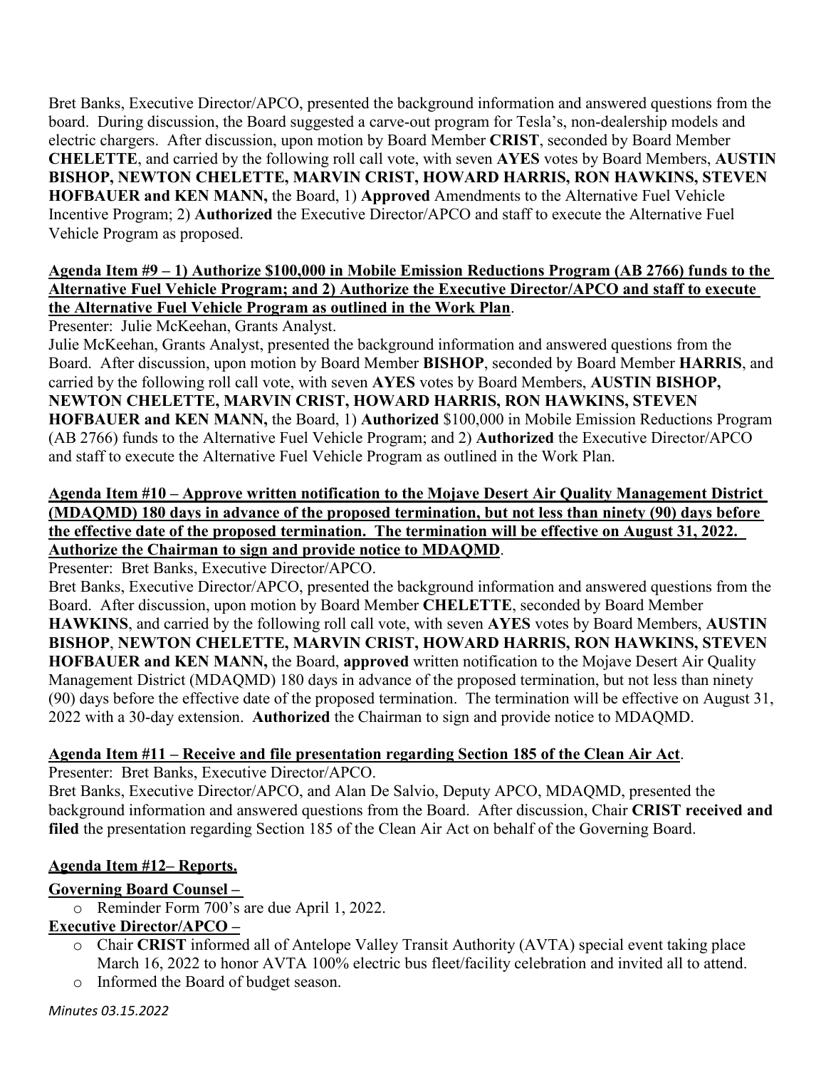Bret Banks, Executive Director/APCO, presented the background information and answered questions from the board. During discussion, the Board suggested a carve-out program for Tesla's, non-dealership models and electric chargers. After discussion, upon motion by Board Member **CRIST**, seconded by Board Member **CHELETTE**, and carried by the following roll call vote, with seven **AYES** votes by Board Members, **AUSTIN BISHOP, NEWTON CHELETTE, MARVIN CRIST, HOWARD HARRIS, RON HAWKINS, STEVEN HOFBAUER and KEN MANN,** the Board, 1) **Approved** Amendments to the Alternative Fuel Vehicle Incentive Program; 2) **Authorized** the Executive Director/APCO and staff to execute the Alternative Fuel Vehicle Program as proposed.

**Agenda Item #9 – 1) Authorize $100,000 in Mobile Emission Reductions Program (AB 2766) funds to the Alternative Fuel Vehicle Program; and 2) Authorize the Executive Director/APCO and staff to execute the Alternative Fuel Vehicle Program as outlined in the Work Plan**.

Presenter: Julie McKeehan, Grants Analyst.

Julie McKeehan, Grants Analyst, presented the background information and answered questions from the Board. After discussion, upon motion by Board Member **BISHOP**, seconded by Board Member **HARRIS**, and carried by the following roll call vote, with seven **AYES** votes by Board Members, **AUSTIN BISHOP, NEWTON CHELETTE, MARVIN CRIST, HOWARD HARRIS, RON HAWKINS, STEVEN HOFBAUER and KEN MANN,** the Board, 1) **Authorized** $100,000 in Mobile Emission Reductions Program (AB 2766) funds to the Alternative Fuel Vehicle Program; and 2) **Authorized** the Executive Director/APCO and staff to execute the Alternative Fuel Vehicle Program as outlined in the Work Plan.

**Agenda Item #10 – Approve written notification to the Mojave Desert Air Quality Management District (MDAQMD) 180 days in advance of the proposed termination, but not less than ninety (90) days before the effective date of the proposed termination. The termination will be effective on August 31, 2022. Authorize the Chairman to sign and provide notice to MDAQMD**.

Presenter: Bret Banks, Executive Director/APCO.

Bret Banks, Executive Director/APCO, presented the background information and answered questions from the Board. After discussion, upon motion by Board Member **CHELETTE**, seconded by Board Member **HAWKINS**, and carried by the following roll call vote, with seven **AYES** votes by Board Members, **AUSTIN BISHOP**, **NEWTON CHELETTE, MARVIN CRIST, HOWARD HARRIS, RON HAWKINS, STEVEN HOFBAUER and KEN MANN,** the Board, **approved** written notification to the Mojave Desert Air Quality Management District (MDAQMD) 180 days in advance of the proposed termination, but not less than ninety (90) days before the effective date of the proposed termination. The termination will be effective on August 31, 2022 with a 30-day extension. **Authorized** the Chairman to sign and provide notice to MDAQMD.

**Agenda Item #11 – Receive and file presentation regarding Section 185 of the Clean Air Act**.

Presenter: Bret Banks, Executive Director/APCO.

Bret Banks, Executive Director/APCO, and Alan De Salvio, Deputy APCO, MDAQMD, presented the background information and answered questions from the Board. After discussion, Chair **CRIST received and filed** the presentation regarding Section 185 of the Clean Air Act on behalf of the Governing Board.

**Agenda Item #12– Reports.**

**Governing Board Counsel –**

- Reminder Form 700's are due April 1, 2022.

**Executive Director/APCO –**

- Chair **CRIST** informed all of Antelope Valley Transit Authority (AVTA) special event taking place March 16, 2022 to honor AVTA 100% electric bus fleet/facility celebration and invited all to attend.
- Informed the Board of budget season.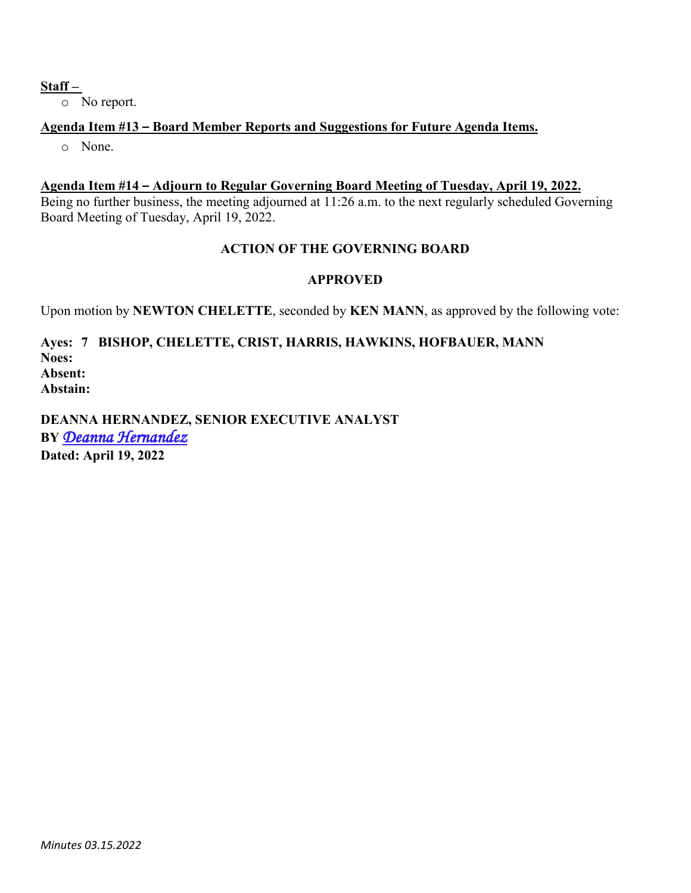**Staff –**

- No report.

**Agenda Item #13 – Board Member Reports and Suggestions for Future Agenda Items.**

- None.

**Agenda Item #14 – Adjourn to Regular Governing Board Meeting of Tuesday, April 19, 2022.**

Being no further business, the meeting adjourned at 11:26 a.m. to the next regularly scheduled Governing Board Meeting of Tuesday, April 19, 2022.

**ACTION OF THE GOVERNING BOARD**

**APPROVED**

Upon motion by **NEWTON CHELETTE**, seconded by **KEN MANN**, as approved by the following vote:

**Ayes: 7 BISHOP, CHELETTE, CRIST, HARRIS, HAWKINS, HOFBAUER, MANN**
**Noes:**
**Absent:**
**Abstain:**

**DEANNA HERNANDEZ, SENIOR EXECUTIVE ANALYST**
**BY** *Deanna Hernandez*
**Dated: April 19, 2022**

*Minutes 03.15.2022*